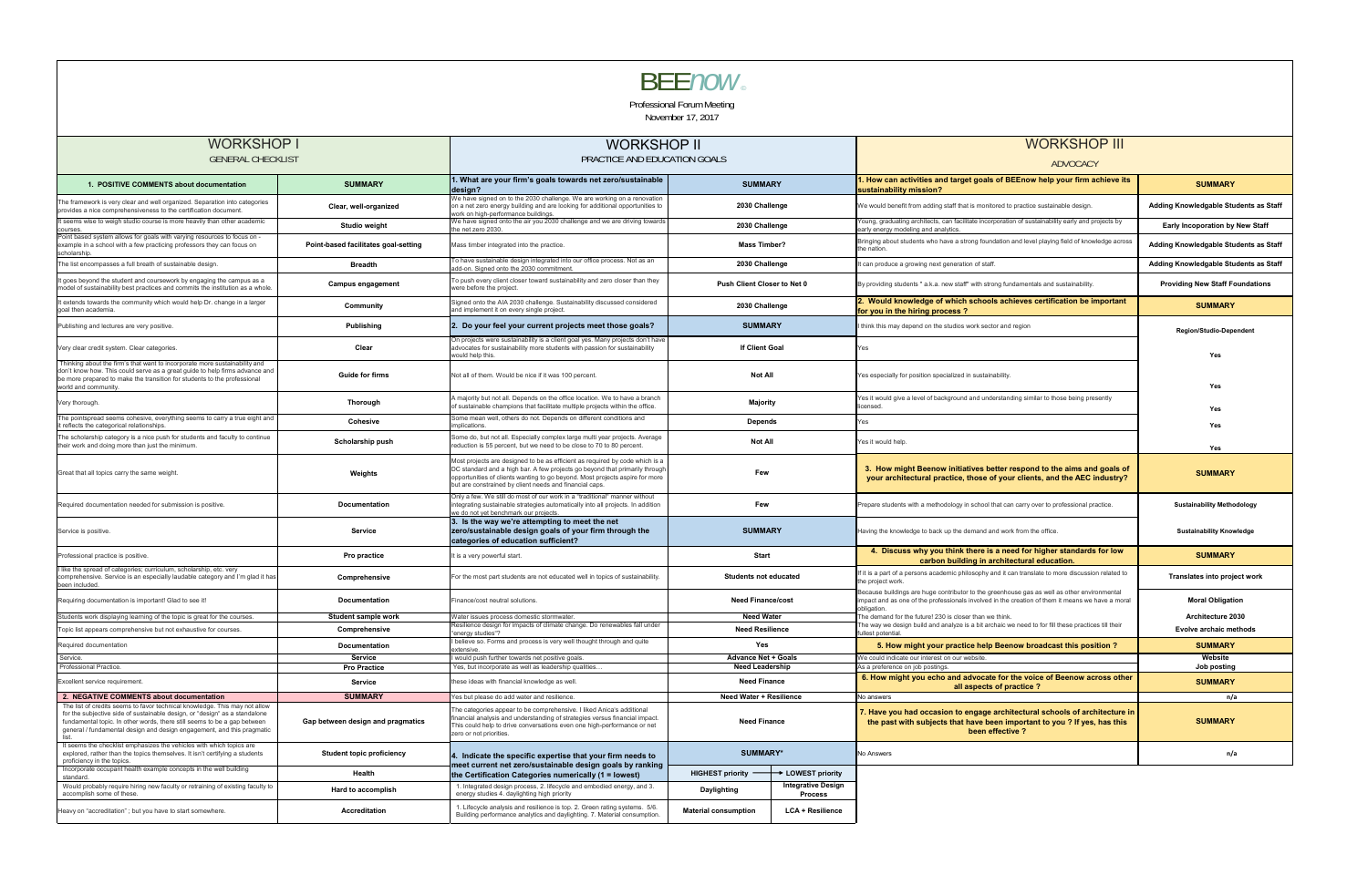# BEEnow

Professional Forum Meeting

November 17, 2017

## WORKSHOP I

GENERAL CHECKLIST

| 1. POSITIVE COMMENTS about documentation | SUMMARY |
|---|---|
| The framework is very clear and well organized. Separation into categories provides a nice comprehensiveness to the certification document. | Clear, well-organized |
| It seems wise to weigh studio course is more heavily than other academic courses. | Studio weight |
| Point based system allows for goals with varying resources to focus on - example in a school with a few practicing professors they can focus on scholarship. | Point-based facilitates goal-setting |
| The list encompasses a full breath of sustainable design. | Breadth |
| It goes beyond the student and coursework by engaging the campus as a model of sustainability best practices and commits the institution as a whole. | Campus engagement |
| It extends towards the community which would help Dr. change in a larger goal then academia. | Community |
| Publishing and lectures are very positive. | Publishing |
| Very clear credit system. Clear categories. | Clear |
| Thinking about the firm's that want to incorporate more sustainability and don't know how. This could serve as a great guide to help firms advance and be more prepared to make the transition for students to the professional world and community. | Guide for firms |
| Very thorough. | Thorough |
| The pointspread seems cohesive, everything seems to carry a true eight and it reflects the categorical relationships. | Cohesive |
| The scholarship category is a nice push for students and faculty to continue their work and doing more than just the minimum. | Scholarship push |
| Great that all topics carry the same weight. | Weights |
| Required documentation needed for submission is positive. | Documentation |
| Service is positive. | Service |
| Professional practice is positive. | Pro practice |
| I like the spread of categories; curriculum, scholarship, etc. very comprehensive. Service is an especially laudable category and I'm glad it has been included. | Comprehensive |
| Requiring documentation is important! Glad to see it! | Documentation |
| Students work displaying learning of the topic is great for the courses. | Student sample work |
| Topic list appears comprehensive but not exhaustive for courses. | Comprehensive |
| Required documentation | Documentation |
| Service. | Service |
| Professional Practice. | Pro Practice |
| Excellent service requirement. | Service |
| **2. NEGATIVE COMMENTS about documentation** | **SUMMARY** |
| The list of credits seems to favor technical knowledge. This may not allow for the subjective side of sustainable design, or "design" as a standalone fundamental topic. In other words, there still seems to be a gap between general / fundamental design and design engagement, and this pragmatic list. | Gap between design and pragmatics |
| It seems the checklist emphasizes the vehicles with which topics are explored, rather than the topics themselves. It isn't certifying a students proficiency in the topics. | Student topic proficiency |
| Incorporate occupant health example concepts in the well building standard. | Health |
| Would probably require hiring new faculty or retraining of existing faculty to accomplish some of these. | Hard to accomplish |
| Heavy on "accreditation" ; but you have to start somewhere. | Accreditation |

## WORKSHOP II

PRACTICE AND EDUCATION GOALS

| 1. What are your firm's goals towards net zero/sustainable design? | SUMMARY | |
|---|---|---|
| We have signed on to the 2030 challenge. We are working on a renovation on a net zero energy building and are looking for additional opportunities to work on high-performance buildings. | 2030 Challenge | |
| We have signed onto the air you 2030 challenge and we are driving towards the net zero 2030. | 2030 Challenge | |
| Mass timber integrated into the practice. | Mass Timber? | |
| To have sustainable design integrated into our office process. Not as an add-on. Signed onto the 2030 commitment. | 2030 Challenge | |
| To push every client closer toward sustainability and zero closer than they were before the project. | Push Client Closer to Net 0 | |
| Signed onto the AIA 2030 challenge. Sustainability discussed considered and implement it on every single project. | 2030 Challenge | |
| **2. Do your feel your current projects meet those goals?** | **SUMMARY** | |
| On projects were sustainability is a client goal yes. Many projects don't have advocates for sustainability more students with passion for sustainability would help this. | If Client Goal | |
| Not all of them. Would be nice if it was 100 percent. | Not All | |
| A majority but not all. Depends on the office location. We to have a branch of sustainable champions that facilitate multiple projects within the office. | Majority | |
| Some mean well, others do not. Depends on different conditions and implications. | Depends | |
| Some do, but not all. Especially complex large multi year projects. Average reduction is 55 percent, but we need to be close to 70 to 80 percent. | Not All | |
| Most projects are designed to be as efficient as required by code which is a DC standard and a high bar. A few projects go beyond that primarily through opportunities of clients wanting to go beyond. Most projects aspire for more but are constrained by client needs and financial caps. | Few | |
| Only a few. We still do most of our work in a "traditional" manner without integrating sustainable strategies automatically into all projects. In addition we do not yet benchmark our projects. | Few | |
| **3. Is the way we're attempting to meet the net zero/sustainable design goals of your firm through the categories of education sufficient?** | **SUMMARY** | |
| It is a very powerful start. | Start | |
| For the most part students are not educated well in topics of sustainability. | Students not educated | |
| Finance/cost neutral solutions. | Need Finance/cost | |
| Water issues process domestic stormwater. | Need Water | |
| Resilience design for impacts of climate change. Do renewables fall under "energy studies"? | Need Resilience | |
| I believe so. Forms and process is very well thought through and quite extensive. | Yes | |
| I would push further towards net positive goals. | Advance Net + Goals | |
| Yes, but incorporate as well as leadership qualities… | Need Leadership | |
| these ideas with financial knowledge as well. | Need Finance | |
| Yes but please do add water and resilience. | Need Water + Resilience | |
| The categories appear to be comprehensive. I liked Anica's additional financial analysis and understanding of strategies versus financial impact. This could help to drive conversations even one high-performance or net zero or not priorities. | Need Finance | |
| **4. Indicate the specific expertise that your firm needs to meet current net zero/sustainable design goals by ranking the Certification Categories numerically (1 = lowest)** | **SUMMARY*** | |
| | HIGHEST priority → | LOWEST priority |
| 1. Integrated design process, 2. lifecycle and embodied energy, and 3. energy studies 4. daylighting high priority | Daylighting | Integrative Design Process |
| 1. Lifecycle analysis and resilience is top. 2. Green rating systems. 5/6. Building performance analytics and daylighting. 7. Material consumption. | Material consumption | LCA + Resilience |

## WORKSHOP III

ADVOCACY

| 1. How can activities and target goals of BEEnow help your firm achieve its sustainability mission? | SUMMARY |
|---|---|
| We would benefit from adding staff that is monitored to practice sustainable design. | Adding Knowledgable Students as Staff |
| Young, graduating architects, can facilitate incorporation of sustainability early and projects by early energy modeling and analytics. | Early Incoporation by New Staff |
| Bringing about students who have a strong foundation and level playing field of knowledge across the nation. | Adding Knowledgable Students as Staff |
| It can produce a growing next generation of staff. | Adding Knowledgable Students as Staff |
| By providing students " a.k.a. new staff" with strong fundamentals and sustainability. | Providing New Staff Foundations |
| **2. Would knowledge of which schools achieves certification be important for you in the hiring process ?** | **SUMMARY** |
| I think this may depend on the studios work sector and region | Region/Studio-Dependent |
| Yes | Yes |
| Yes especially for position specialized in sustainability. | Yes |
| Yes it would give a level of background and understanding similar to those being presently licensed. | Yes |
| Yes | Yes |
| Yes it would help. | Yes |
| **3. How might Beenow initiatives better respond to the aims and goals of your architectural practice, those of your clients, and the AEC industry?** | **SUMMARY** |
| Prepare students with a methodology in school that can carry over to professional practice. | Sustainability Methodology |
| Having the knowledge to back up the demand and work from the office. | Sustainability Knowledge |
| **4. Discuss why you think there is a need for higher standards for low carbon building in architectural education.** | **SUMMARY** |
| If it is a part of a persons academic philosophy and it can translate to more discussion related to the project work. | Translates into project work |
| Because buildings are huge contributor to the greenhouse gas as well as other environmental impact and as one of the professionals involved in the creation of them it means we have a moral obligation. | Moral Obligation |
| The demand for the future! 230 is closer than we think. | Architecture 2030 |
| The way we design build and analyze is a bit archaic we need to for fill these practices till their fullest potential. | Evolve archaic methods |
| **5. How might your practice help Beenow broadcast this position ?** | **SUMMARY** |
| We could indicate our interest on our website. | Website |
| As a preference on job postings. | Job posting |
| **6. How might you echo and advocate for the voice of Beenow across other all aspects of practice ?** | **SUMMARY** |
| No answers | n/a |
| **7. Have you had occasion to engage architectural schools of architecture in the past with subjects that have been important to you ? If yes, has this been effective ?** | **SUMMARY** |
| No Answers | n/a |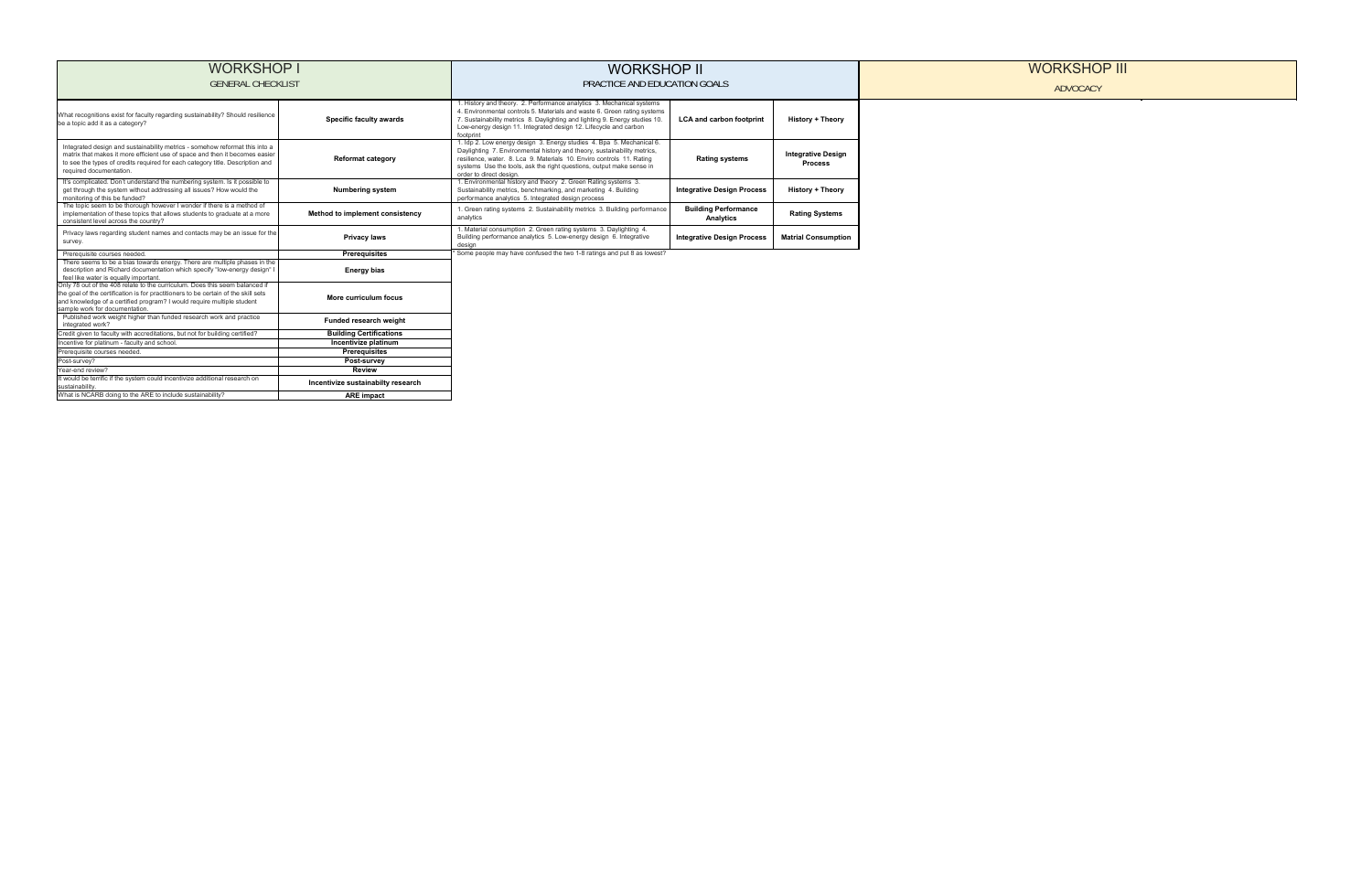## WORKSHOP I

GENERAL CHECKLIST

| | |
|---|---|
| What recognitions exist for faculty regarding sustainability? Should resilience be a topic add it as a category? | **Specific faculty awards** |
| Integrated design and sustainability metrics - somehow reformat this into a matrix that makes it more efficient use of space and then it becomes easier to see the types of credits required for each category title. Description and required documentation. | **Reformat category** |
| It's complicated. Don't understand the numbering system. Is it possible to get through the system without addressing all issues? How would the monitoring of this be funded? | **Numbering system** |
| The topic seem to be thorough however I wonder if there is a method of implementation of these topics that allows students to graduate at a more consistent level across the country? | **Method to implement consistency** |
| Privacy laws regarding student names and contacts may be an issue for the survey. | **Privacy laws** |
| Prerequisite courses needed. | **Prerequisites** |
| There seems to be a bias towards energy. There are multiple phases in the description and Richard documentation which specify "low-energy design" I feel like water is equally important. | **Energy bias** |
| Only 78 out of the 408 relate to the curriculum. Does this seem balanced if the goal of the certification is for practitioners to be certain of the skill sets and knowledge of a certified program? I would require multiple student sample work for documentation. | **More curriculum focus** |
| Published work weight higher than funded research work and practice integrated work? | **Funded research weight** |
| Credit given to faculty with accreditations, but not for building certified? | **Building Certifications** |
| Incentive for platinum - faculty and school. | **Incentivize platinum** |
| Prerequisite courses needed. | **Prerequisites** |
| Post-survey? | **Post-survey** |
| Year-end review? | **Review** |
| It would be terrific if the system could incentivize additional research on sustainability. | **Incentivize sustainability research** |
| What is NCARB doing to the ARE to include sustainability? | **ARE impact** |

## WORKSHOP II

PRACTICE AND EDUCATION GOALS

| | | |
|---|---|---|
| 1. History and theory 2. Performance analytics 3. Mechanical systems 4. Environmental controls 5. Materials and waste 6. Green rating systems 7. Sustainability metrics 8. Daylighting and lighting 9. Energy studies 10. Low-energy design 11. Integrated design 12. Lifecycle and carbon footprint | **LCA and carbon footprint** | **History + Theory** |
| 1. Idp 2. Low energy design 3. Energy studies 4. Bpa 5. Mechanical 6. Daylighting 7. Environmental history and theory, sustainability metrics, resilience, water. 8. Lca 9. Materials 10. Enviro controls 11. Rating systems Use the tools, ask the right questions, output make sense in order to direct design. | **Rating systems** | **Integrative Design Process** |
| 1. Environmental history and theory 2. Green Rating systems 3. Sustainability metrics, benchmarking, and marketing 4. Building performance analytics 5. Integrated design process | **Integrative Design Process** | **History + Theory** |
| 1. Green rating systems 2. Sustainability metrics 3. Building performance analytics | **Building Performance Analytics** | **Rating Systems** |
| 1. Material consumption 2. Green rating systems 3. Daylighting 4. Building performance analytics 5. Low-energy design 6. Integrative design | **Integrative Design Process** | **Matrial Consumption** |
| * Some people may have confused the two 1-8 ratings and put 8 as lowest? | | |

## WORKSHOP III

ADVOCACY